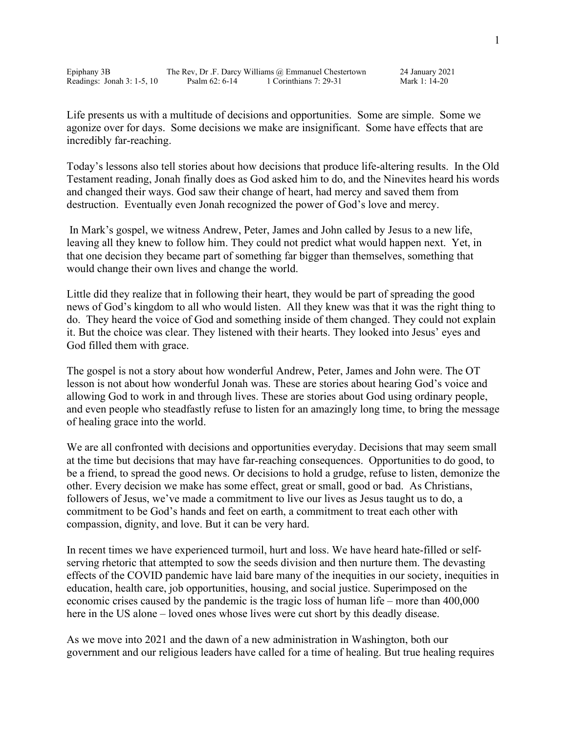Epiphany 3B | The Rev, Dr .F. Darcy Williams @ Emmanuel Chestertown | 24 January 2021

Readings: Jonah 3: 1-5, 10 | Psalm 62: 6-14 | 1 Corinthians 7: 29-31 | Mark 1: 14-20

Life presents us with a multitude of decisions and opportunities. Some are simple. Some we agonize over for days. Some decisions we make are insignificant. Some have effects that are incredibly far-reaching.

Today's lessons also tell stories about how decisions that produce life-altering results. In the Old Testament reading, Jonah finally does as God asked him to do, and the Ninevites heard his words and changed their ways. God saw their change of heart, had mercy and saved them from destruction. Eventually even Jonah recognized the power of God's love and mercy.

In Mark's gospel, we witness Andrew, Peter, James and John called by Jesus to a new life, leaving all they knew to follow him. They could not predict what would happen next. Yet, in that one decision they became part of something far bigger than themselves, something that would change their own lives and change the world.

Little did they realize that in following their heart, they would be part of spreading the good news of God's kingdom to all who would listen. All they knew was that it was the right thing to do. They heard the voice of God and something inside of them changed. They could not explain it. But the choice was clear. They listened with their hearts. They looked into Jesus' eyes and God filled them with grace.

The gospel is not a story about how wonderful Andrew, Peter, James and John were. The OT lesson is not about how wonderful Jonah was. These are stories about hearing God's voice and allowing God to work in and through lives. These are stories about God using ordinary people, and even people who steadfastly refuse to listen for an amazingly long time, to bring the message of healing grace into the world.

We are all confronted with decisions and opportunities everyday. Decisions that may seem small at the time but decisions that may have far-reaching consequences. Opportunities to do good, to be a friend, to spread the good news. Or decisions to hold a grudge, refuse to listen, demonize the other. Every decision we make has some effect, great or small, good or bad. As Christians, followers of Jesus, we've made a commitment to live our lives as Jesus taught us to do, a commitment to be God's hands and feet on earth, a commitment to treat each other with compassion, dignity, and love. But it can be very hard.

In recent times we have experienced turmoil, hurt and loss. We have heard hate-filled or self-serving rhetoric that attempted to sow the seeds division and then nurture them. The devasting effects of the COVID pandemic have laid bare many of the inequities in our society, inequities in education, health care, job opportunities, housing, and social justice. Superimposed on the economic crises caused by the pandemic is the tragic loss of human life – more than 400,000 here in the US alone – loved ones whose lives were cut short by this deadly disease.

As we move into 2021 and the dawn of a new administration in Washington, both our government and our religious leaders have called for a time of healing. But true healing requires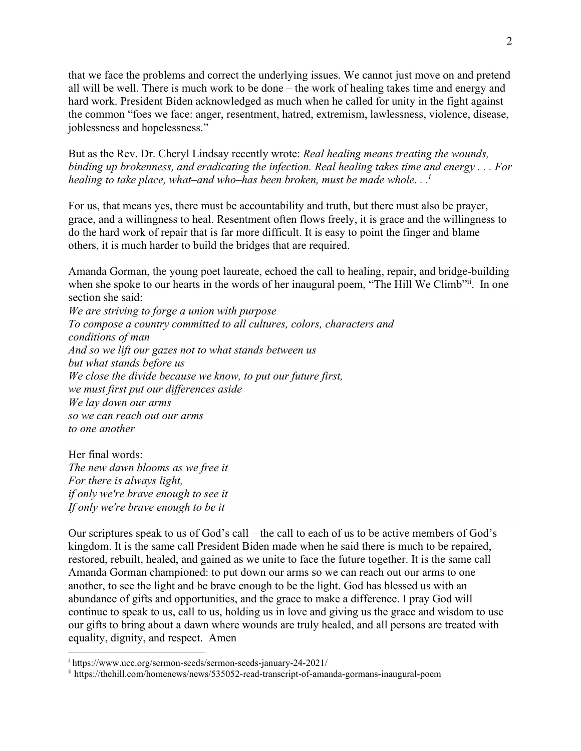that we face the problems and correct the underlying issues. We cannot just move on and pretend all will be well. There is much work to be done – the work of healing takes time and energy and hard work. President Biden acknowledged as much when he called for unity in the fight against the common "foes we face: anger, resentment, hatred, extremism, lawlessness, violence, disease, joblessness and hopelessness."

But as the Rev. Dr. Cheryl Lindsay recently wrote: *Real healing means treating the wounds, binding up brokenness, and eradicating the infection. Real healing takes time and energy . . . For healing to take place, what–and who–has been broken, must be made whole. . .*[i]

For us, that means yes, there must be accountability and truth, but there must also be prayer, grace, and a willingness to heal. Resentment often flows freely, it is grace and the willingness to do the hard work of repair that is far more difficult. It is easy to point the finger and blame others, it is much harder to build the bridges that are required.

Amanda Gorman, the young poet laureate, echoed the call to healing, repair, and bridge-building when she spoke to our hearts in the words of her inaugural poem, "The Hill We Climb"[ii]. In one section she said:

*We are striving to forge a union with purpose*
*To compose a country committed to all cultures, colors, characters and conditions of man*
*And so we lift our gazes not to what stands between us*
*but what stands before us*
*We close the divide because we know, to put our future first,*
*we must first put our differences aside*
*We lay down our arms*
*so we can reach out our arms*
*to one another*

Her final words:
*The new dawn blooms as we free it*
*For there is always light,*
*if only we're brave enough to see it*
*If only we're brave enough to be it*

Our scriptures speak to us of God's call – the call to each of us to be active members of God's kingdom. It is the same call President Biden made when he said there is much to be repaired, restored, rebuilt, healed, and gained as we unite to face the future together. It is the same call Amanda Gorman championed: to put down our arms so we can reach out our arms to one another, to see the light and be brave enough to be the light. God has blessed us with an abundance of gifts and opportunities, and the grace to make a difference. I pray God will continue to speak to us, call to us, holding us in love and giving us the grace and wisdom to use our gifts to bring about a dawn where wounds are truly healed, and all persons are treated with equality, dignity, and respect. Amen

---

[i] https://www.ucc.org/sermon-seeds/sermon-seeds-january-24-2021/

[ii] https://thehill.com/homenews/news/535052-read-transcript-of-amanda-gormans-inaugural-poem